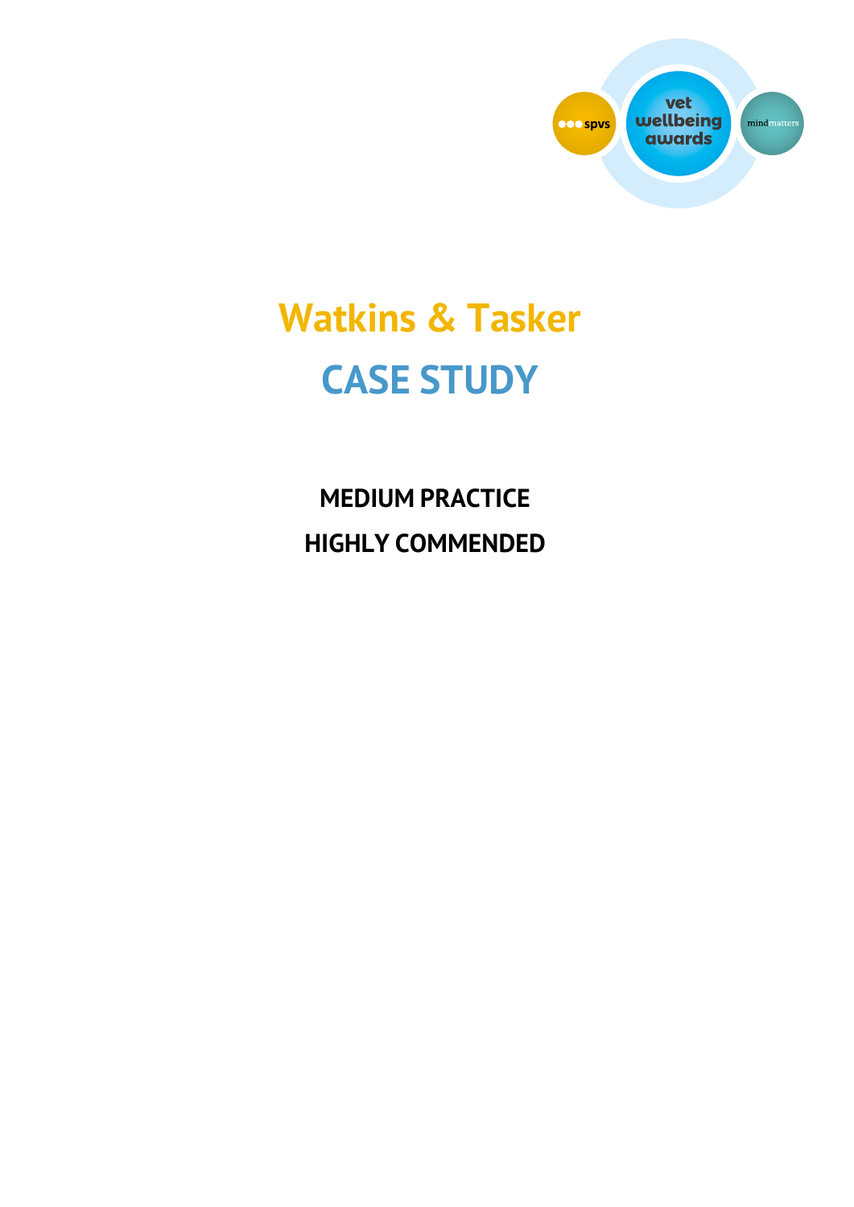# Watkins & Tasker

# CASE STUDY

**MEDIUM PRACTICE**

**HIGHLY COMMENDED**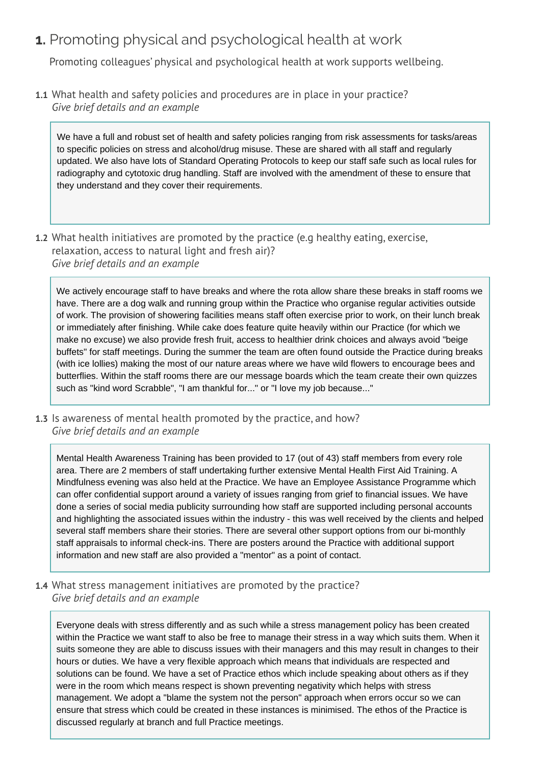## **1.** Promoting physical and psychological health at work

Promoting colleagues' physical and psychological health at work supports wellbeing.

**1.1** What health and safety policies and procedures are in place in your practice?
*Give brief details and an example*

We have a full and robust set of health and safety policies ranging from risk assessments for tasks/areas to specific policies on stress and alcohol/drug misuse. These are shared with all staff and regularly updated. We also have lots of Standard Operating Protocols to keep our staff safe such as local rules for radiography and cytotoxic drug handling. Staff are involved with the amendment of these to ensure that they understand and they cover their requirements.

**1.2** What health initiatives are promoted by the practice (e.g healthy eating, exercise, relaxation, access to natural light and fresh air)?
*Give brief details and an example*

We actively encourage staff to have breaks and where the rota allow share these breaks in staff rooms we have. There are a dog walk and running group within the Practice who organise regular activities outside of work. The provision of showering facilities means staff often exercise prior to work, on their lunch break or immediately after finishing. While cake does feature quite heavily within our Practice (for which we make no excuse) we also provide fresh fruit, access to healthier drink choices and always avoid "beige buffets" for staff meetings. During the summer the team are often found outside the Practice during breaks (with ice lollies) making the most of our nature areas where we have wild flowers to encourage bees and butterflies. Within the staff rooms there are our message boards which the team create their own quizzes such as "kind word Scrabble", "I am thankful for..." or "I love my job because..."

**1.3** Is awareness of mental health promoted by the practice, and how?
*Give brief details and an example*

Mental Health Awareness Training has been provided to 17 (out of 43) staff members from every role area. There are 2 members of staff undertaking further extensive Mental Health First Aid Training. A Mindfulness evening was also held at the Practice. We have an Employee Assistance Programme which can offer confidential support around a variety of issues ranging from grief to financial issues. We have done a series of social media publicity surrounding how staff are supported including personal accounts and highlighting the associated issues within the industry - this was well received by the clients and helped several staff members share their stories. There are several other support options from our bi-monthly staff appraisals to informal check-ins. There are posters around the Practice with additional support information and new staff are also provided a "mentor" as a point of contact.

**1.4** What stress management initiatives are promoted by the practice?
*Give brief details and an example*

Everyone deals with stress differently and as such while a stress management policy has been created within the Practice we want staff to also be free to manage their stress in a way which suits them. When it suits someone they are able to discuss issues with their managers and this may result in changes to their hours or duties. We have a very flexible approach which means that individuals are respected and solutions can be found. We have a set of Practice ethos which include speaking about others as if they were in the room which means respect is shown preventing negativity which helps with stress management. We adopt a "blame the system not the person" approach when errors occur so we can ensure that stress which could be created in these instances is minimised. The ethos of the Practice is discussed regularly at branch and full Practice meetings.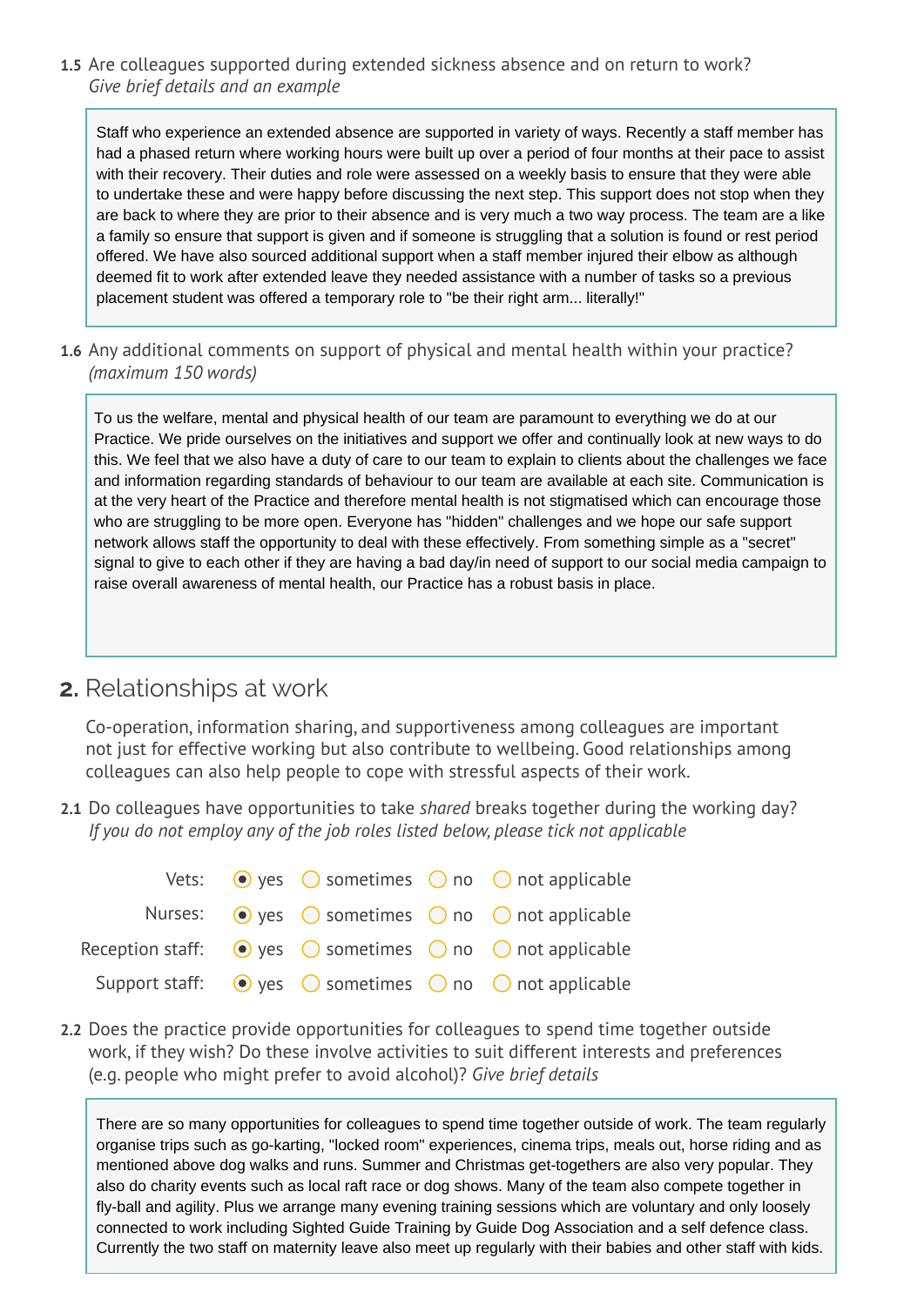**1.5** Are colleagues supported during extended sickness absence and on return to work?
*Give brief details and an example*

> Staff who experience an extended absence are supported in variety of ways. Recently a staff member has had a phased return where working hours were built up over a period of four months at their pace to assist with their recovery. Their duties and role were assessed on a weekly basis to ensure that they were able to undertake these and were happy before discussing the next step. This support does not stop when they are back to where they are prior to their absence and is very much a two way process. The team are a like a family so ensure that support is given and if someone is struggling that a solution is found or rest period offered. We have also sourced additional support when a staff member injured their elbow as although deemed fit to work after extended leave they needed assistance with a number of tasks so a previous placement student was offered a temporary role to "be their right arm... literally!"

**1.6** Any additional comments on support of physical and mental health within your practice?
*(maximum 150 words)*

> To us the welfare, mental and physical health of our team are paramount to everything we do at our Practice. We pride ourselves on the initiatives and support we offer and continually look at new ways to do this. We feel that we also have a duty of care to our team to explain to clients about the challenges we face and information regarding standards of behaviour to our team are available at each site. Communication is at the very heart of the Practice and therefore mental health is not stigmatised which can encourage those who are struggling to be more open. Everyone has "hidden" challenges and we hope our safe support network allows staff the opportunity to deal with these effectively. From something simple as a "secret" signal to give to each other if they are having a bad day/in need of support to our social media campaign to raise overall awareness of mental health, our Practice has a robust basis in place.

## 2. Relationships at work

Co-operation, information sharing, and supportiveness among colleagues are important not just for effective working but also contribute to wellbeing. Good relationships among colleagues can also help people to cope with stressful aspects of their work.

**2.1** Do colleagues have opportunities to take *shared* breaks together during the working day?
*If you do not employ any of the job roles listed below, please tick not applicable*

| | yes | sometimes | no | not applicable |
|---|---|---|---|---|
| Vets: | ◉ | ○ | ○ | ○ |
| Nurses: | ◉ | ○ | ○ | ○ |
| Reception staff: | ◉ | ○ | ○ | ○ |
| Support staff: | ◉ | ○ | ○ | ○ |

**2.2** Does the practice provide opportunities for colleagues to spend time together outside work, if they wish? Do these involve activities to suit different interests and preferences (e.g. people who might prefer to avoid alcohol)? *Give brief details*

> There are so many opportunities for colleagues to spend time together outside of work. The team regularly organise trips such as go-karting, "locked room" experiences, cinema trips, meals out, horse riding and as mentioned above dog walks and runs. Summer and Christmas get-togethers are also very popular. They also do charity events such as local raft race or dog shows. Many of the team also compete together in fly-ball and agility. Plus we arrange many evening training sessions which are voluntary and only loosely connected to work including Sighted Guide Training by Guide Dog Association and a self defence class. Currently the two staff on maternity leave also meet up regularly with their babies and other staff with kids.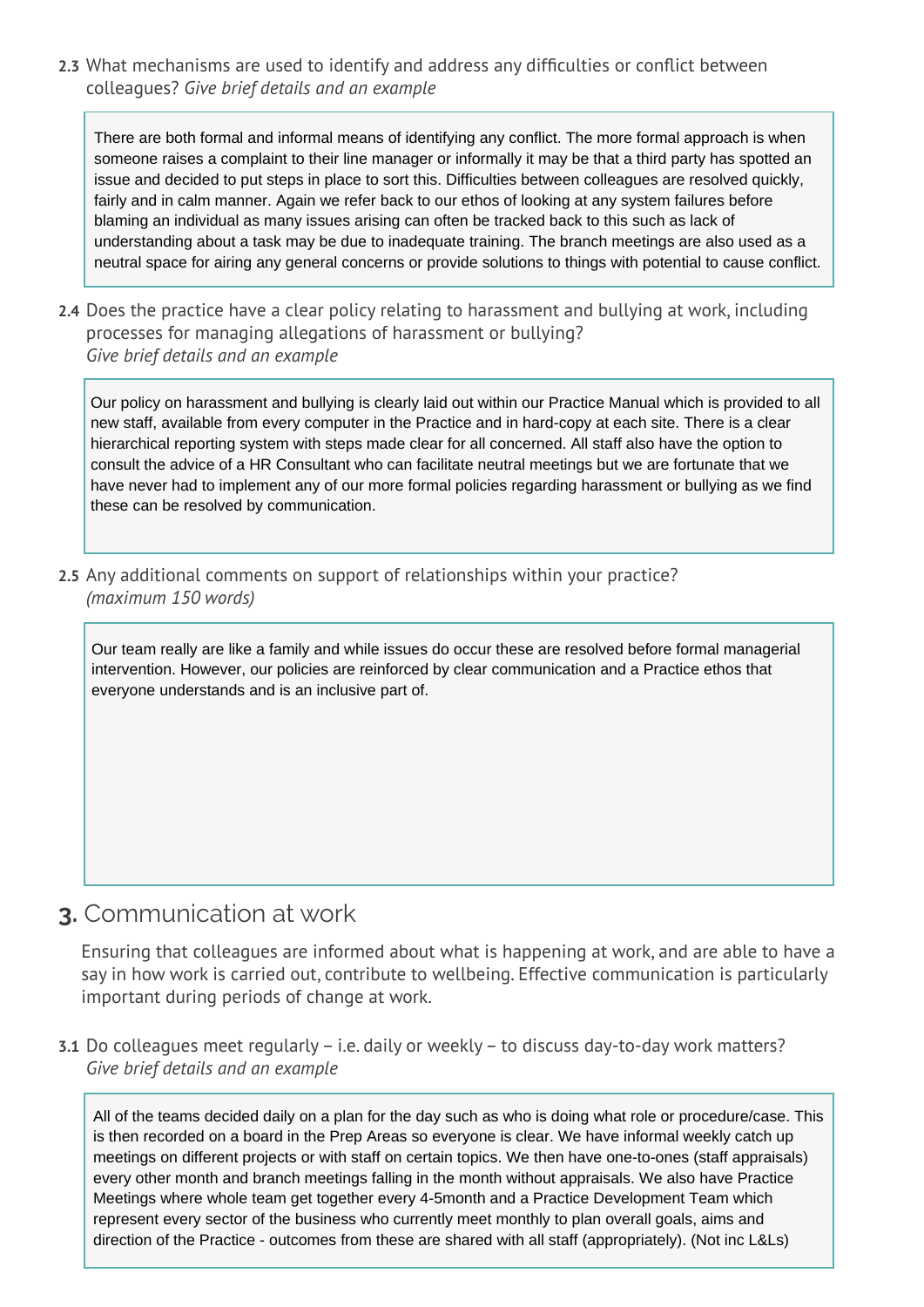**2.3** What mechanisms are used to identify and address any difficulties or conflict between colleagues? *Give brief details and an example*

There are both formal and informal means of identifying any conflict. The more formal approach is when someone raises a complaint to their line manager or informally it may be that a third party has spotted an issue and decided to put steps in place to sort this. Difficulties between colleagues are resolved quickly, fairly and in calm manner. Again we refer back to our ethos of looking at any system failures before blaming an individual as many issues arising can often be tracked back to this such as lack of understanding about a task may be due to inadequate training. The branch meetings are also used as a neutral space for airing any general concerns or provide solutions to things with potential to cause conflict.

**2.4** Does the practice have a clear policy relating to harassment and bullying at work, including processes for managing allegations of harassment or bullying? *Give brief details and an example*

Our policy on harassment and bullying is clearly laid out within our Practice Manual which is provided to all new staff, available from every computer in the Practice and in hard-copy at each site. There is a clear hierarchical reporting system with steps made clear for all concerned. All staff also have the option to consult the advice of a HR Consultant who can facilitate neutral meetings but we are fortunate that we have never had to implement any of our more formal policies regarding harassment or bullying as we find these can be resolved by communication.

**2.5** Any additional comments on support of relationships within your practice? *(maximum 150 words)*

Our team really are like a family and while issues do occur these are resolved before formal managerial intervention. However, our policies are reinforced by clear communication and a Practice ethos that everyone understands and is an inclusive part of.

# 3. Communication at work

Ensuring that colleagues are informed about what is happening at work, and are able to have a say in how work is carried out, contribute to wellbeing. Effective communication is particularly important during periods of change at work.

**3.1** Do colleagues meet regularly – i.e. daily or weekly – to discuss day-to-day work matters? *Give brief details and an example*

All of the teams decided daily on a plan for the day such as who is doing what role or procedure/case. This is then recorded on a board in the Prep Areas so everyone is clear. We have informal weekly catch up meetings on different projects or with staff on certain topics. We then have one-to-ones (staff appraisals) every other month and branch meetings falling in the month without appraisals. We also have Practice Meetings where whole team get together every 4-5month and a Practice Development Team which represent every sector of the business who currently meet monthly to plan overall goals, aims and direction of the Practice - outcomes from these are shared with all staff (appropriately). (Not inc L&Ls)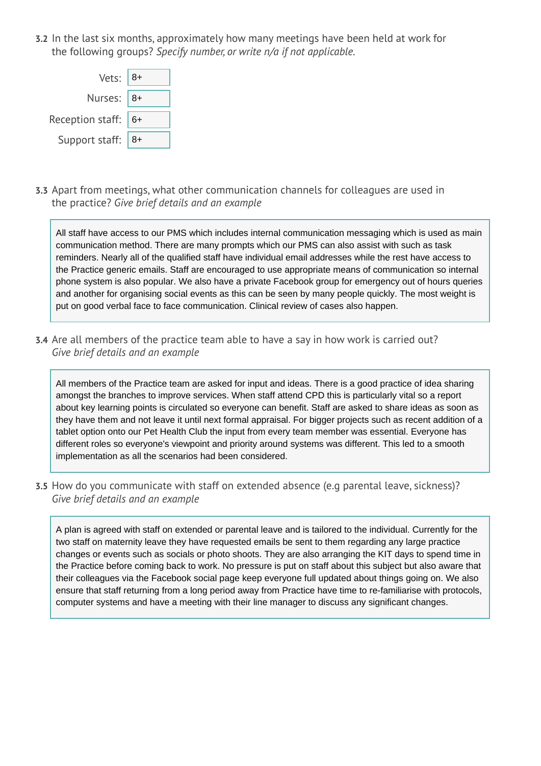**3.2** In the last six months, approximately how many meetings have been held at work for the following groups? *Specify number, or write n/a if not applicable.*

| | |
|---|---|
| Vets: | 8+ |
| Nurses: | 8+ |
| Reception staff: | 6+ |
| Support staff: | 8+ |

**3.3** Apart from meetings, what other communication channels for colleagues are used in the practice? *Give brief details and an example*

All staff have access to our PMS which includes internal communication messaging which is used as main communication method. There are many prompts which our PMS can also assist with such as task reminders. Nearly all of the qualified staff have individual email addresses while the rest have access to the Practice generic emails. Staff are encouraged to use appropriate means of communication so internal phone system is also popular. We also have a private Facebook group for emergency out of hours queries and another for organising social events as this can be seen by many people quickly. The most weight is put on good verbal face to face communication. Clinical review of cases also happen.

**3.4** Are all members of the practice team able to have a say in how work is carried out? *Give brief details and an example*

All members of the Practice team are asked for input and ideas. There is a good practice of idea sharing amongst the branches to improve services. When staff attend CPD this is particularly vital so a report about key learning points is circulated so everyone can benefit. Staff are asked to share ideas as soon as they have them and not leave it until next formal appraisal. For bigger projects such as recent addition of a tablet option onto our Pet Health Club the input from every team member was essential. Everyone has different roles so everyone's viewpoint and priority around systems was different. This led to a smooth implementation as all the scenarios had been considered.

**3.5** How do you communicate with staff on extended absence (e.g parental leave, sickness)? *Give brief details and an example*

A plan is agreed with staff on extended or parental leave and is tailored to the individual. Currently for the two staff on maternity leave they have requested emails be sent to them regarding any large practice changes or events such as socials or photo shoots. They are also arranging the KIT days to spend time in the Practice before coming back to work. No pressure is put on staff about this subject but also aware that their colleagues via the Facebook social page keep everyone full updated about things going on. We also ensure that staff returning from a long period away from Practice have time to re-familiarise with protocols, computer systems and have a meeting with their line manager to discuss any significant changes.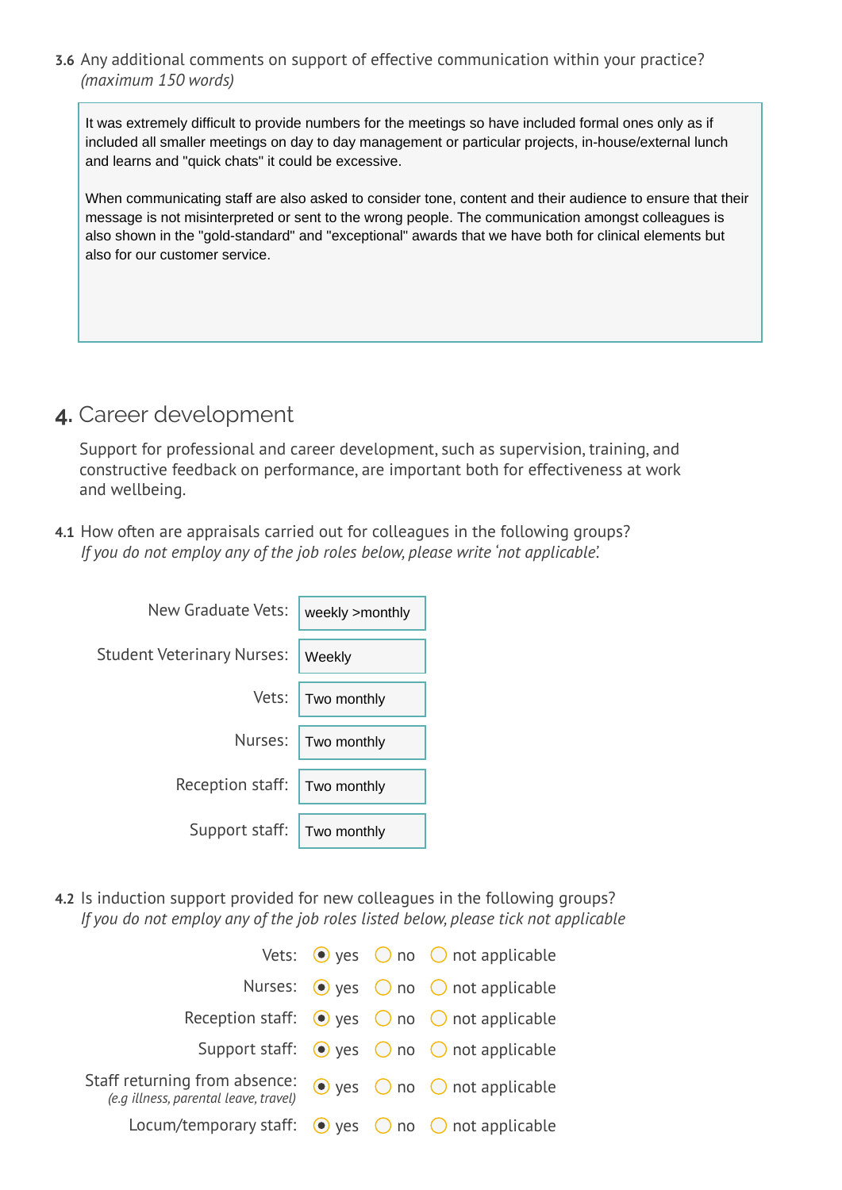**3.6** Any additional comments on support of effective communication within your practice? *(maximum 150 words)*

> It was extremely difficult to provide numbers for the meetings so have included formal ones only as if included all smaller meetings on day to day management or particular projects, in-house/external lunch and learns and "quick chats" it could be excessive.
>
> When communicating staff are also asked to consider tone, content and their audience to ensure that their message is not misinterpreted or sent to the wrong people. The communication amongst colleagues is also shown in the "gold-standard" and "exceptional" awards that we have both for clinical elements but also for our customer service.

## 4. Career development

Support for professional and career development, such as supervision, training, and constructive feedback on performance, are important both for effectiveness at work and wellbeing.

**4.1** How often are appraisals carried out for colleagues in the following groups?
*If you do not employ any of the job roles below, please write 'not applicable'.*

| Role | Frequency |
|---|---|
| New Graduate Vets: | weekly >monthly |
| Student Veterinary Nurses: | Weekly |
| Vets: | Two monthly |
| Nurses: | Two monthly |
| Reception staff: | Two monthly |
| Support staff: | Two monthly |

**4.2** Is induction support provided for new colleagues in the following groups?
*If you do not employ any of the job roles listed below, please tick not applicable*

| Role | yes | no | not applicable |
|---|---|---|---|
| Vets: | ● | ○ | ○ |
| Nurses: | ● | ○ | ○ |
| Reception staff: | ● | ○ | ○ |
| Support staff: | ● | ○ | ○ |
| Staff returning from absence: *(e.g illness, parental leave, travel)* | ● | ○ | ○ |
| Locum/temporary staff: | ● | ○ | ○ |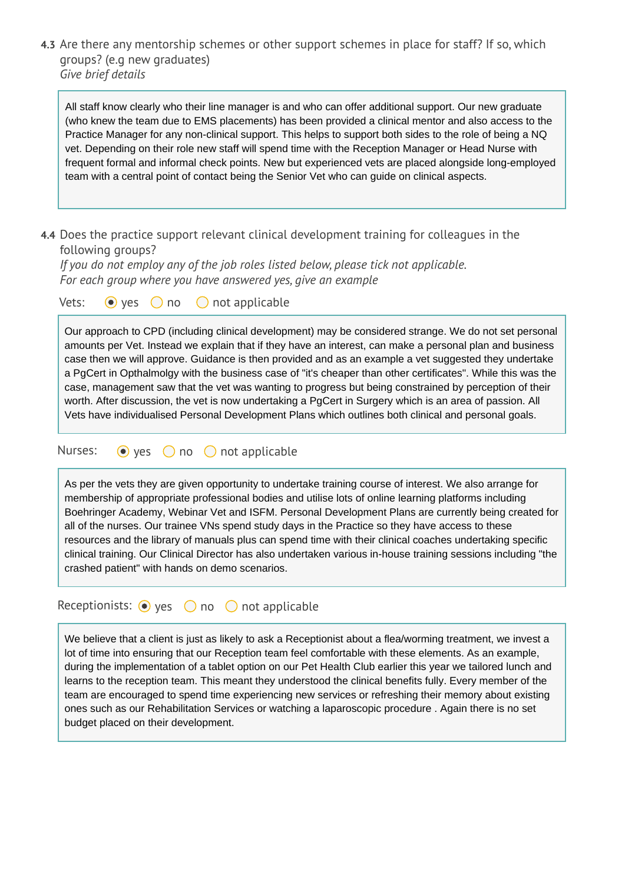**4.3** Are there any mentorship schemes or other support schemes in place for staff? If so, which groups? (e.g new graduates)
*Give brief details*

All staff know clearly who their line manager is and who can offer additional support. Our new graduate (who knew the team due to EMS placements) has been provided a clinical mentor and also access to the Practice Manager for any non-clinical support. This helps to support both sides to the role of being a NQ vet. Depending on their role new staff will spend time with the Reception Manager or Head Nurse with frequent formal and informal check points. New but experienced vets are placed alongside long-employed team with a central point of contact being the Senior Vet who can guide on clinical aspects.

**4.4** Does the practice support relevant clinical development training for colleagues in the following groups?
*If you do not employ any of the job roles listed below, please tick not applicable.*
*For each group where you have answered yes, give an example*

Vets: (●) yes ( ) no ( ) not applicable

Our approach to CPD (including clinical development) may be considered strange. We do not set personal amounts per Vet. Instead we explain that if they have an interest, can make a personal plan and business case then we will approve. Guidance is then provided and as an example a vet suggested they undertake a PgCert in Opthalmolgy with the business case of "it's cheaper than other certificates". While this was the case, management saw that the vet was wanting to progress but being constrained by perception of their worth. After discussion, the vet is now undertaking a PgCert in Surgery which is an area of passion. All Vets have individualised Personal Development Plans which outlines both clinical and personal goals.

Nurses: (●) yes ( ) no ( ) not applicable

As per the vets they are given opportunity to undertake training course of interest. We also arrange for membership of appropriate professional bodies and utilise lots of online learning platforms including Boehringer Academy, Webinar Vet and ISFM. Personal Development Plans are currently being created for all of the nurses. Our trainee VNs spend study days in the Practice so they have access to these resources and the library of manuals plus can spend time with their clinical coaches undertaking specific clinical training. Our Clinical Director has also undertaken various in-house training sessions including "the crashed patient" with hands on demo scenarios.

Receptionists: (●) yes ( ) no ( ) not applicable

We believe that a client is just as likely to ask a Receptionist about a flea/worming treatment, we invest a lot of time into ensuring that our Reception team feel comfortable with these elements. As an example, during the implementation of a tablet option on our Pet Health Club earlier this year we tailored lunch and learns to the reception team. This meant they understood the clinical benefits fully. Every member of the team are encouraged to spend time experiencing new services or refreshing their memory about existing ones such as our Rehabilitation Services or watching a laparoscopic procedure . Again there is no set budget placed on their development.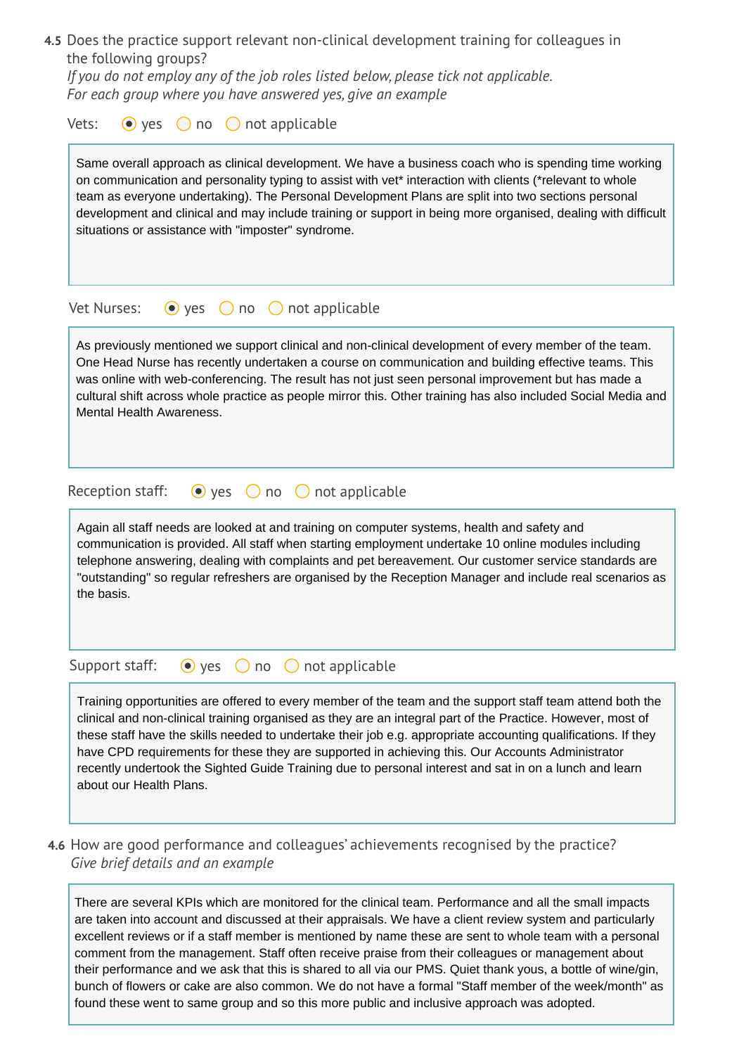**4.5** Does the practice support relevant non-clinical development training for colleagues in the following groups?
*If you do not employ any of the job roles listed below, please tick not applicable.*
*For each group where you have answered yes, give an example*

Vets: (●) yes ( ) no ( ) not applicable

Same overall approach as clinical development. We have a business coach who is spending time working on communication and personality typing to assist with vet* interaction with clients (*relevant to whole team as everyone undertaking). The Personal Development Plans are split into two sections personal development and clinical and may include training or support in being more organised, dealing with difficult situations or assistance with "imposter" syndrome.

Vet Nurses: (●) yes ( ) no ( ) not applicable

As previously mentioned we support clinical and non-clinical development of every member of the team. One Head Nurse has recently undertaken a course on communication and building effective teams. This was online with web-conferencing. The result has not just seen personal improvement but has made a cultural shift across whole practice as people mirror this. Other training has also included Social Media and Mental Health Awareness.

Reception staff: (●) yes ( ) no ( ) not applicable

Again all staff needs are looked at and training on computer systems, health and safety and communication is provided. All staff when starting employment undertake 10 online modules including telephone answering, dealing with complaints and pet bereavement. Our customer service standards are "outstanding" so regular refreshers are organised by the Reception Manager and include real scenarios as the basis.

Support staff: (●) yes ( ) no ( ) not applicable

Training opportunities are offered to every member of the team and the support staff team attend both the clinical and non-clinical training organised as they are an integral part of the Practice. However, most of these staff have the skills needed to undertake their job e.g. appropriate accounting qualifications. If they have CPD requirements for these they are supported in achieving this. Our Accounts Administrator recently undertook the Sighted Guide Training due to personal interest and sat in on a lunch and learn about our Health Plans.

**4.6** How are good performance and colleagues' achievements recognised by the practice?
*Give brief details and an example*

There are several KPIs which are monitored for the clinical team. Performance and all the small impacts are taken into account and discussed at their appraisals. We have a client review system and particularly excellent reviews or if a staff member is mentioned by name these are sent to whole team with a personal comment from the management. Staff often receive praise from their colleagues or management about their performance and we ask that this is shared to all via our PMS. Quiet thank yous, a bottle of wine/gin, bunch of flowers or cake are also common. We do not have a formal "Staff member of the week/month" as found these went to same group and so this more public and inclusive approach was adopted.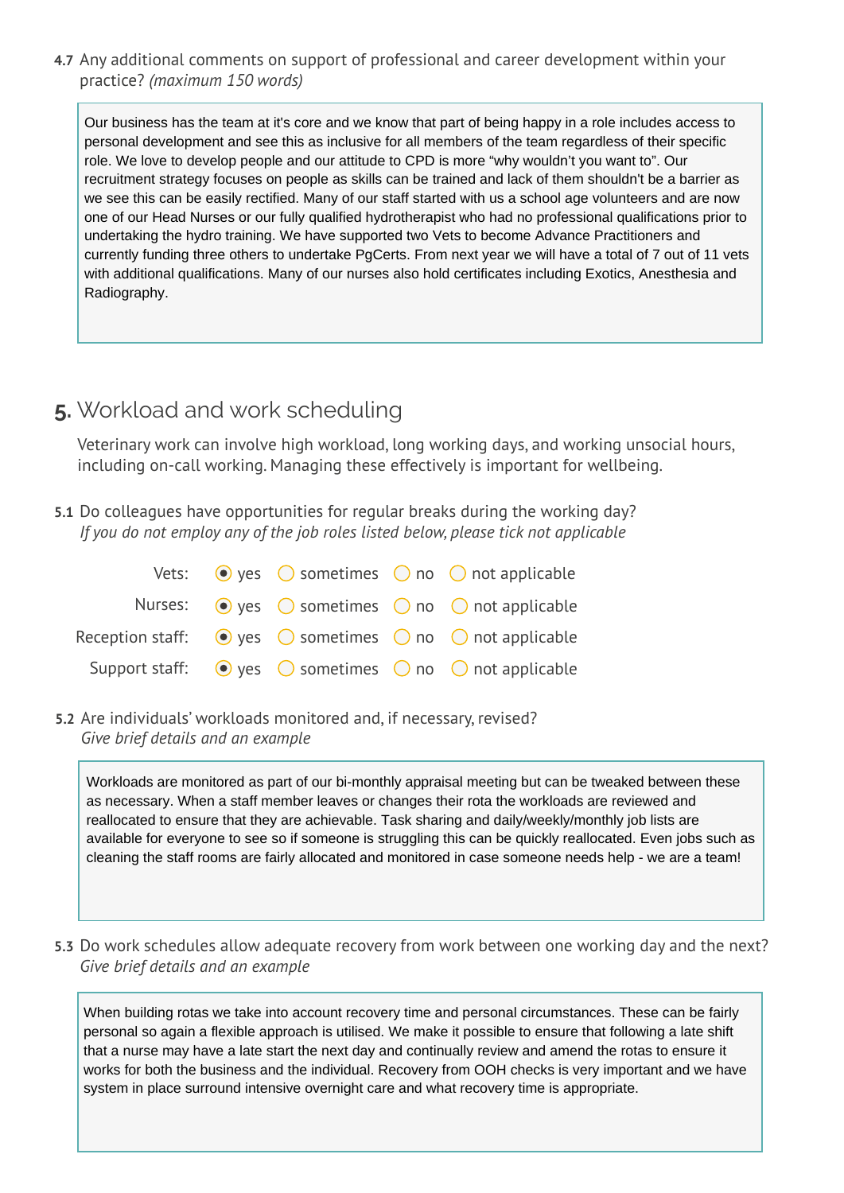**4.7** Any additional comments on support of professional and career development within your practice? *(maximum 150 words)*

Our business has the team at it's core and we know that part of being happy in a role includes access to personal development and see this as inclusive for all members of the team regardless of their specific role. We love to develop people and our attitude to CPD is more "why wouldn't you want to". Our recruitment strategy focuses on people as skills can be trained and lack of them shouldn't be a barrier as we see this can be easily rectified. Many of our staff started with us a school age volunteers and are now one of our Head Nurses or our fully qualified hydrotherapist who had no professional qualifications prior to undertaking the hydro training. We have supported two Vets to become Advance Practitioners and currently funding three others to undertake PgCerts. From next year we will have a total of 7 out of 11 vets with additional qualifications. Many of our nurses also hold certificates including Exotics, Anesthesia and Radiography.

# 5. Workload and work scheduling

Veterinary work can involve high workload, long working days, and working unsocial hours, including on-call working. Managing these effectively is important for wellbeing.

**5.1** Do colleagues have opportunities for regular breaks during the working day?
*If you do not employ any of the job roles listed below, please tick not applicable*

| | yes | sometimes | no | not applicable |
|---|---|---|---|---|
| Vets: | ● | ○ | ○ | ○ |
| Nurses: | ● | ○ | ○ | ○ |
| Reception staff: | ● | ○ | ○ | ○ |
| Support staff: | ● | ○ | ○ | ○ |

**5.2** Are individuals' workloads monitored and, if necessary, revised?
*Give brief details and an example*

Workloads are monitored as part of our bi-monthly appraisal meeting but can be tweaked between these as necessary. When a staff member leaves or changes their rota the workloads are reviewed and reallocated to ensure that they are achievable. Task sharing and daily/weekly/monthly job lists are available for everyone to see so if someone is struggling this can be quickly reallocated. Even jobs such as cleaning the staff rooms are fairly allocated and monitored in case someone needs help - we are a team!

**5.3** Do work schedules allow adequate recovery from work between one working day and the next?
*Give brief details and an example*

When building rotas we take into account recovery time and personal circumstances. These can be fairly personal so again a flexible approach is utilised. We make it possible to ensure that following a late shift that a nurse may have a late start the next day and continually review and amend the rotas to ensure it works for both the business and the individual. Recovery from OOH checks is very important and we have system in place surround intensive overnight care and what recovery time is appropriate.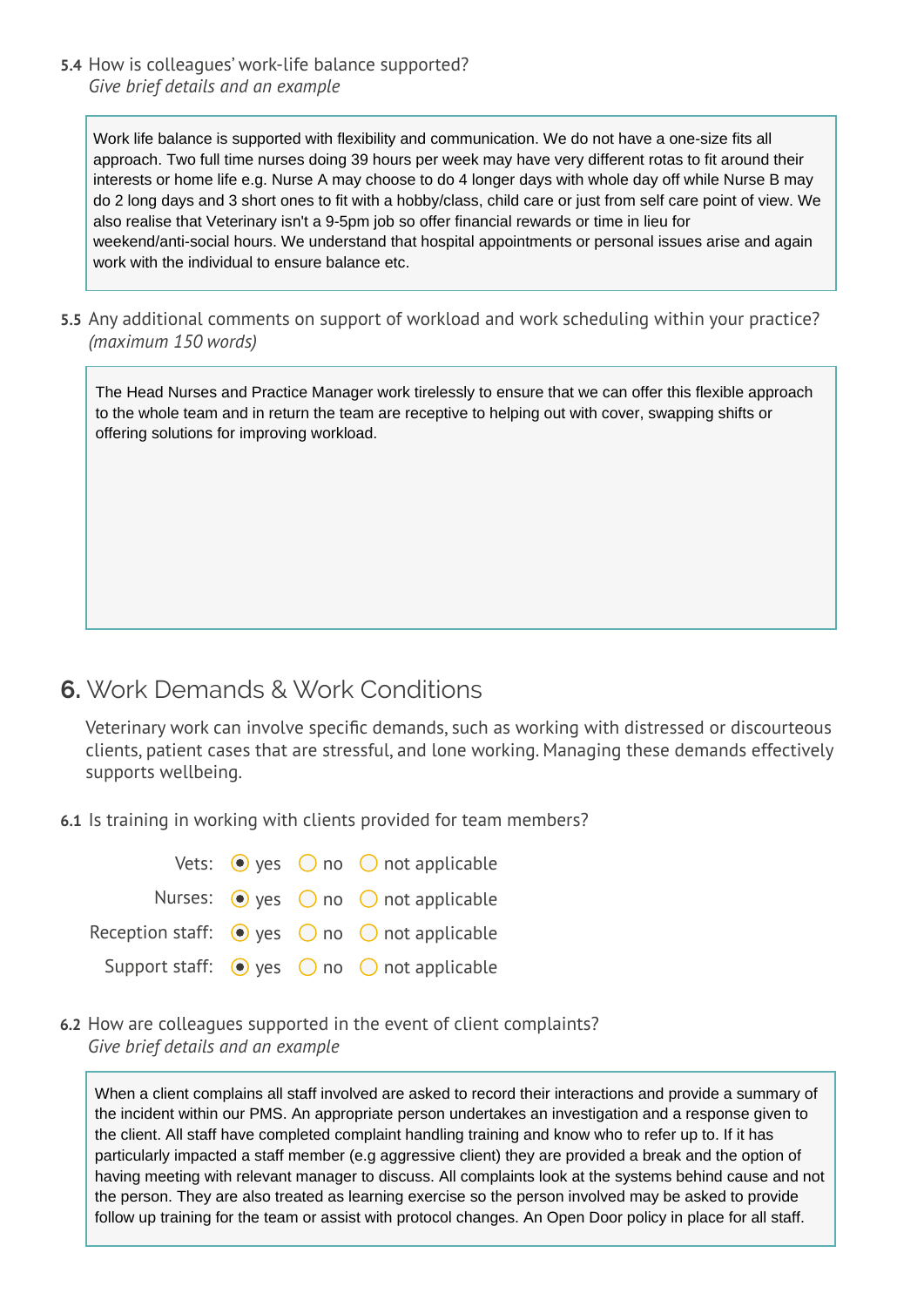**5.4** How is colleagues' work-life balance supported?
*Give brief details and an example*

Work life balance is supported with flexibility and communication. We do not have a one-size fits all approach. Two full time nurses doing 39 hours per week may have very different rotas to fit around their interests or home life e.g. Nurse A may choose to do 4 longer days with whole day off while Nurse B may do 2 long days and 3 short ones to fit with a hobby/class, child care or just from self care point of view. We also realise that Veterinary isn't a 9-5pm job so offer financial rewards or time in lieu for weekend/anti-social hours. We understand that hospital appointments or personal issues arise and again work with the individual to ensure balance etc.

**5.5** Any additional comments on support of workload and work scheduling within your practice?
*(maximum 150 words)*

The Head Nurses and Practice Manager work tirelessly to ensure that we can offer this flexible approach to the whole team and in return the team are receptive to helping out with cover, swapping shifts or offering solutions for improving workload.

## 6. Work Demands & Work Conditions

Veterinary work can involve specific demands, such as working with distressed or discourteous clients, patient cases that are stressful, and lone working. Managing these demands effectively supports wellbeing.

**6.1** Is training in working with clients provided for team members?

| | | | |
|---|---|---|---|
| Vets: | (●) yes | ( ) no | ( ) not applicable |
| Nurses: | (●) yes | ( ) no | ( ) not applicable |
| Reception staff: | (●) yes | ( ) no | ( ) not applicable |
| Support staff: | (●) yes | ( ) no | ( ) not applicable |

**6.2** How are colleagues supported in the event of client complaints?
*Give brief details and an example*

When a client complains all staff involved are asked to record their interactions and provide a summary of the incident within our PMS. An appropriate person undertakes an investigation and a response given to the client. All staff have completed complaint handling training and know who to refer up to. If it has particularly impacted a staff member (e.g aggressive client) they are provided a break and the option of having meeting with relevant manager to discuss. All complaints look at the systems behind cause and not the person. They are also treated as learning exercise so the person involved may be asked to provide follow up training for the team or assist with protocol changes. An Open Door policy in place for all staff.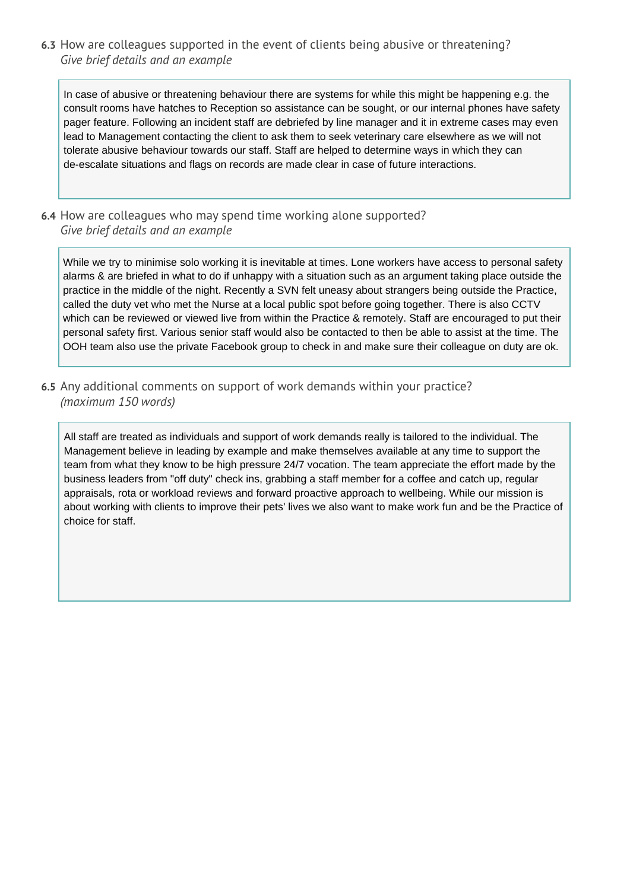**6.3** How are colleagues supported in the event of clients being abusive or threatening?
*Give brief details and an example*

In case of abusive or threatening behaviour there are systems for while this might be happening e.g. the consult rooms have hatches to Reception so assistance can be sought, or our internal phones have safety pager feature. Following an incident staff are debriefed by line manager and it in extreme cases may even lead to Management contacting the client to ask them to seek veterinary care elsewhere as we will not tolerate abusive behaviour towards our staff. Staff are helped to determine ways in which they can de-escalate situations and flags on records are made clear in case of future interactions.

**6.4** How are colleagues who may spend time working alone supported?
*Give brief details and an example*

While we try to minimise solo working it is inevitable at times. Lone workers have access to personal safety alarms & are briefed in what to do if unhappy with a situation such as an argument taking place outside the practice in the middle of the night. Recently a SVN felt uneasy about strangers being outside the Practice, called the duty vet who met the Nurse at a local public spot before going together. There is also CCTV which can be reviewed or viewed live from within the Practice & remotely. Staff are encouraged to put their personal safety first. Various senior staff would also be contacted to then be able to assist at the time. The OOH team also use the private Facebook group to check in and make sure their colleague on duty are ok.

**6.5** Any additional comments on support of work demands within your practice?
*(maximum 150 words)*

All staff are treated as individuals and support of work demands really is tailored to the individual. The Management believe in leading by example and make themselves available at any time to support the team from what they know to be high pressure 24/7 vocation. The team appreciate the effort made by the business leaders from "off duty" check ins, grabbing a staff member for a coffee and catch up, regular appraisals, rota or workload reviews and forward proactive approach to wellbeing. While our mission is about working with clients to improve their pets' lives we also want to make work fun and be the Practice of choice for staff.